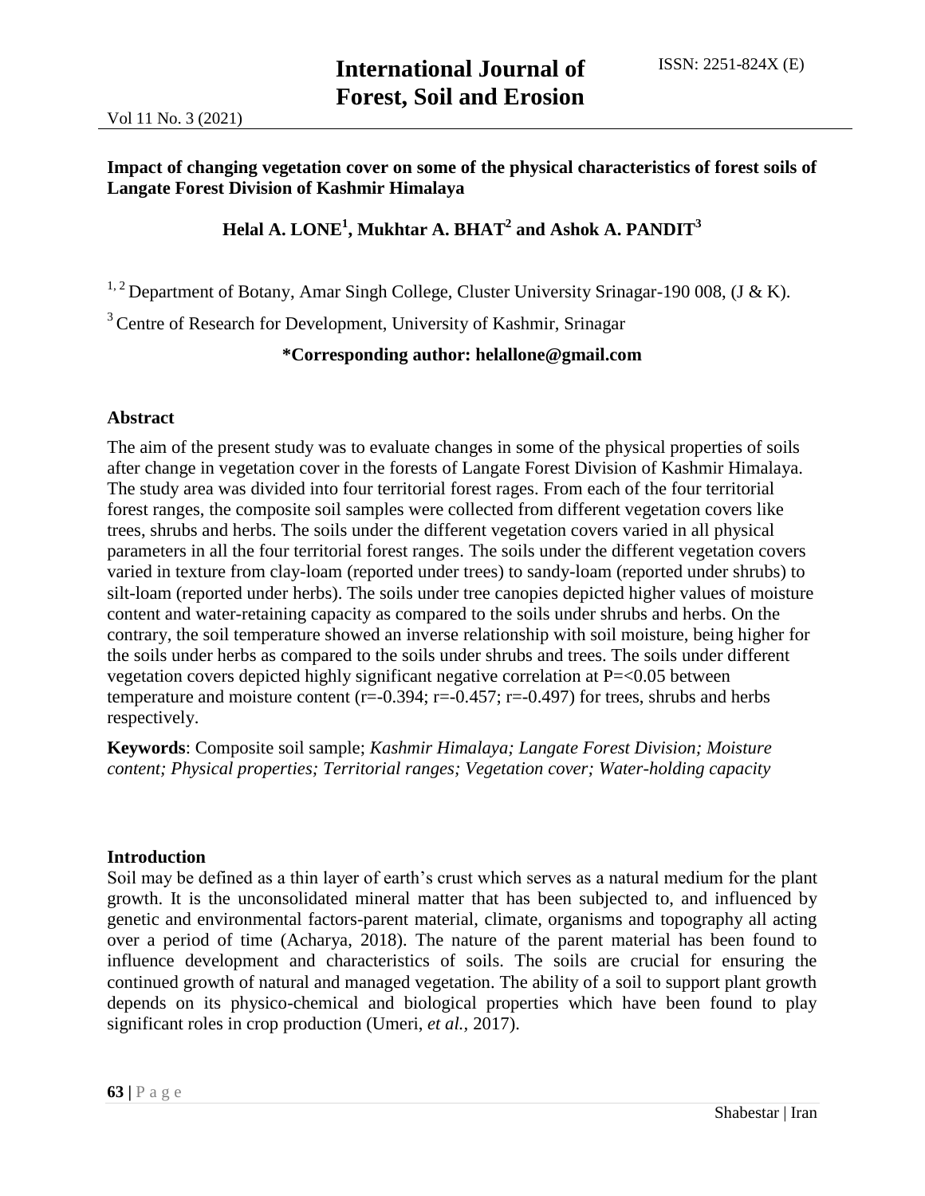# Impact of changing vegetation cover on some of the physical characteristics of forest soils of Langate Forest Division of Kashmir Himalaya

**Helal A. LONE[1], Mukhtar A. BHAT[2] and Ashok A. PANDIT[3]**

[1, 2] Department of Botany, Amar Singh College, Cluster University Srinagar-190 008, (J & K).

[3] Centre of Research for Development, University of Kashmir, Srinagar

**\*Corresponding author: helallone@gmail.com**

## Abstract

The aim of the present study was to evaluate changes in some of the physical properties of soils after change in vegetation cover in the forests of Langate Forest Division of Kashmir Himalaya. The study area was divided into four territorial forest rages. From each of the four territorial forest ranges, the composite soil samples were collected from different vegetation covers like trees, shrubs and herbs. The soils under the different vegetation covers varied in all physical parameters in all the four territorial forest ranges. The soils under the different vegetation covers varied in texture from clay-loam (reported under trees) to sandy-loam (reported under shrubs) to silt-loam (reported under herbs). The soils under tree canopies depicted higher values of moisture content and water-retaining capacity as compared to the soils under shrubs and herbs. On the contrary, the soil temperature showed an inverse relationship with soil moisture, being higher for the soils under herbs as compared to the soils under shrubs and trees. The soils under different vegetation covers depicted highly significant negative correlation at $P=<0.05$ between temperature and moisture content ($r=-0.394$; $r=-0.457$; $r=-0.497$) for trees, shrubs and herbs respectively.

**Keywords**: Composite soil sample; *Kashmir Himalaya; Langate Forest Division; Moisture content; Physical properties; Territorial ranges; Vegetation cover; Water-holding capacity*

## Introduction

Soil may be defined as a thin layer of earth's crust which serves as a natural medium for the plant growth. It is the unconsolidated mineral matter that has been subjected to, and influenced by genetic and environmental factors-parent material, climate, organisms and topography all acting over a period of time (Acharya, 2018). The nature of the parent material has been found to influence development and characteristics of soils. The soils are crucial for ensuring the continued growth of natural and managed vegetation. The ability of a soil to support plant growth depends on its physico-chemical and biological properties which have been found to play significant roles in crop production (Umeri, *et al.,* 2017).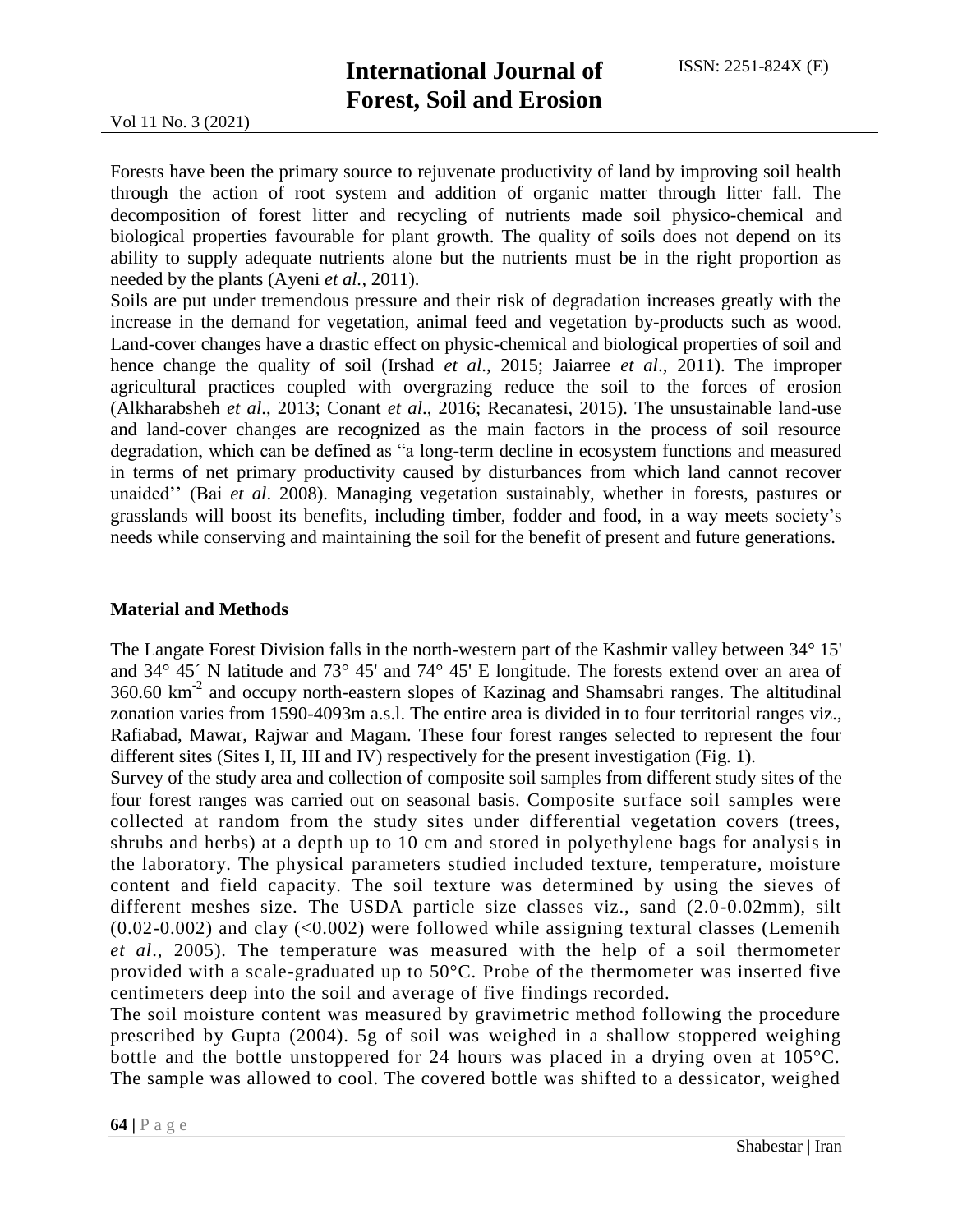Forests have been the primary source to rejuvenate productivity of land by improving soil health through the action of root system and addition of organic matter through litter fall. The decomposition of forest litter and recycling of nutrients made soil physico-chemical and biological properties favourable for plant growth. The quality of soils does not depend on its ability to supply adequate nutrients alone but the nutrients must be in the right proportion as needed by the plants (Ayeni *et al.,* 2011).

Soils are put under tremendous pressure and their risk of degradation increases greatly with the increase in the demand for vegetation, animal feed and vegetation by-products such as wood. Land-cover changes have a drastic effect on physic-chemical and biological properties of soil and hence change the quality of soil (Irshad *et al*., 2015; Jaiarree *et al*., 2011). The improper agricultural practices coupled with overgrazing reduce the soil to the forces of erosion (Alkharabsheh *et al*., 2013; Conant *et al*., 2016; Recanatesi, 2015). The unsustainable land-use and land-cover changes are recognized as the main factors in the process of soil resource degradation, which can be defined as "a long-term decline in ecosystem functions and measured in terms of net primary productivity caused by disturbances from which land cannot recover unaided'' (Bai *et al*. 2008). Managing vegetation sustainably, whether in forests, pastures or grasslands will boost its benefits, including timber, fodder and food, in a way meets society's needs while conserving and maintaining the soil for the benefit of present and future generations.

## Material and Methods

The Langate Forest Division falls in the north-western part of the Kashmir valley between 34° 15' and 34° 45´ N latitude and 73° 45' and 74° 45' E longitude. The forests extend over an area of 360.60 $km^{-2}$ and occupy north-eastern slopes of Kazinag and Shamsabri ranges. The altitudinal zonation varies from 1590-4093m a.s.l. The entire area is divided in to four territorial ranges viz., Rafiabad, Mawar, Rajwar and Magam. These four forest ranges selected to represent the four different sites (Sites I, II, III and IV) respectively for the present investigation (Fig. 1).

Survey of the study area and collection of composite soil samples from different study sites of the four forest ranges was carried out on seasonal basis. Composite surface soil samples were collected at random from the study sites under differential vegetation covers (trees, shrubs and herbs) at a depth up to 10 cm and stored in polyethylene bags for analysis in the laboratory. The physical parameters studied included texture, temperature, moisture content and field capacity. The soil texture was determined by using the sieves of different meshes size. The USDA particle size classes viz., sand (2.0-0.02mm), silt (0.02-0.002) and clay (<0.002) were followed while assigning textural classes (Lemenih *et al*., 2005). The temperature was measured with the help of a soil thermometer provided with a scale-graduated up to 50°C. Probe of the thermometer was inserted five centimeters deep into the soil and average of five findings recorded.

The soil moisture content was measured by gravimetric method following the procedure prescribed by Gupta (2004). 5g of soil was weighed in a shallow stoppered weighing bottle and the bottle unstoppered for 24 hours was placed in a drying oven at 105°C. The sample was allowed to cool. The covered bottle was shifted to a dessicator, weighed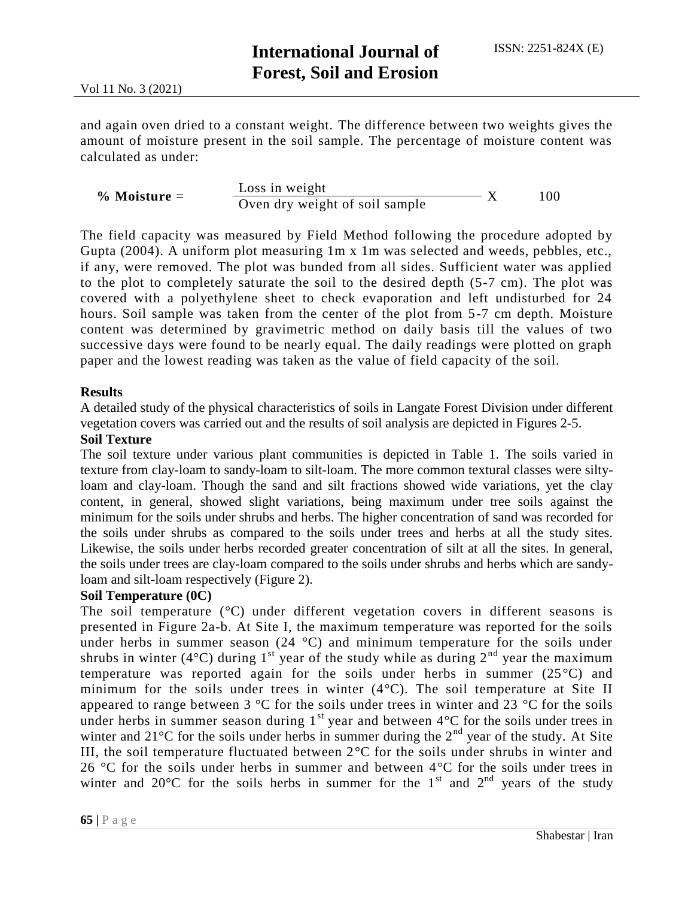and again oven dried to a constant weight. The difference between two weights gives the amount of moisture present in the soil sample. The percentage of moisture content was calculated as under:

$$\textbf{\% Moisture} = \frac{\text{Loss in weight}}{\text{Oven dry weight of soil sample}} \times 100$$

The field capacity was measured by Field Method following the procedure adopted by Gupta (2004). A uniform plot measuring 1m x 1m was selected and weeds, pebbles, etc., if any, were removed. The plot was bunded from all sides. Sufficient water was applied to the plot to completely saturate the soil to the desired depth (5-7 cm). The plot was covered with a polyethylene sheet to check evaporation and left undisturbed for 24 hours. Soil sample was taken from the center of the plot from 5-7 cm depth. Moisture content was determined by gravimetric method on daily basis till the values of two successive days were found to be nearly equal. The daily readings were plotted on graph paper and the lowest reading was taken as the value of field capacity of the soil.

## Results

A detailed study of the physical characteristics of soils in Langate Forest Division under different vegetation covers was carried out and the results of soil analysis are depicted in Figures 2-5.

### Soil Texture

The soil texture under various plant communities is depicted in Table 1. The soils varied in texture from clay-loam to sandy-loam to silt-loam. The more common textural classes were silty-loam and clay-loam. Though the sand and silt fractions showed wide variations, yet the clay content, in general, showed slight variations, being maximum under tree soils against the minimum for the soils under shrubs and herbs. The higher concentration of sand was recorded for the soils under shrubs as compared to the soils under trees and herbs at all the study sites. Likewise, the soils under herbs recorded greater concentration of silt at all the sites. In general, the soils under trees are clay-loam compared to the soils under shrubs and herbs which are sandy-loam and silt-loam respectively (Figure 2).

### Soil Temperature (0C)

The soil temperature (°C) under different vegetation covers in different seasons is presented in Figure 2a-b. At Site I, the maximum temperature was reported for the soils under herbs in summer season (24 °C) and minimum temperature for the soils under shrubs in winter (4°C) during 1st year of the study while as during 2nd year the maximum temperature was reported again for the soils under herbs in summer (25°C) and minimum for the soils under trees in winter (4°C). The soil temperature at Site II appeared to range between 3 °C for the soils under trees in winter and 23 °C for the soils under herbs in summer season during 1st year and between 4°C for the soils under trees in winter and 21°C for the soils under herbs in summer during the 2nd year of the study. At Site III, the soil temperature fluctuated between 2°C for the soils under shrubs in winter and 26 °C for the soils under herbs in summer and between 4°C for the soils under trees in winter and 20°C for the soils herbs in summer for the 1st and 2nd years of the study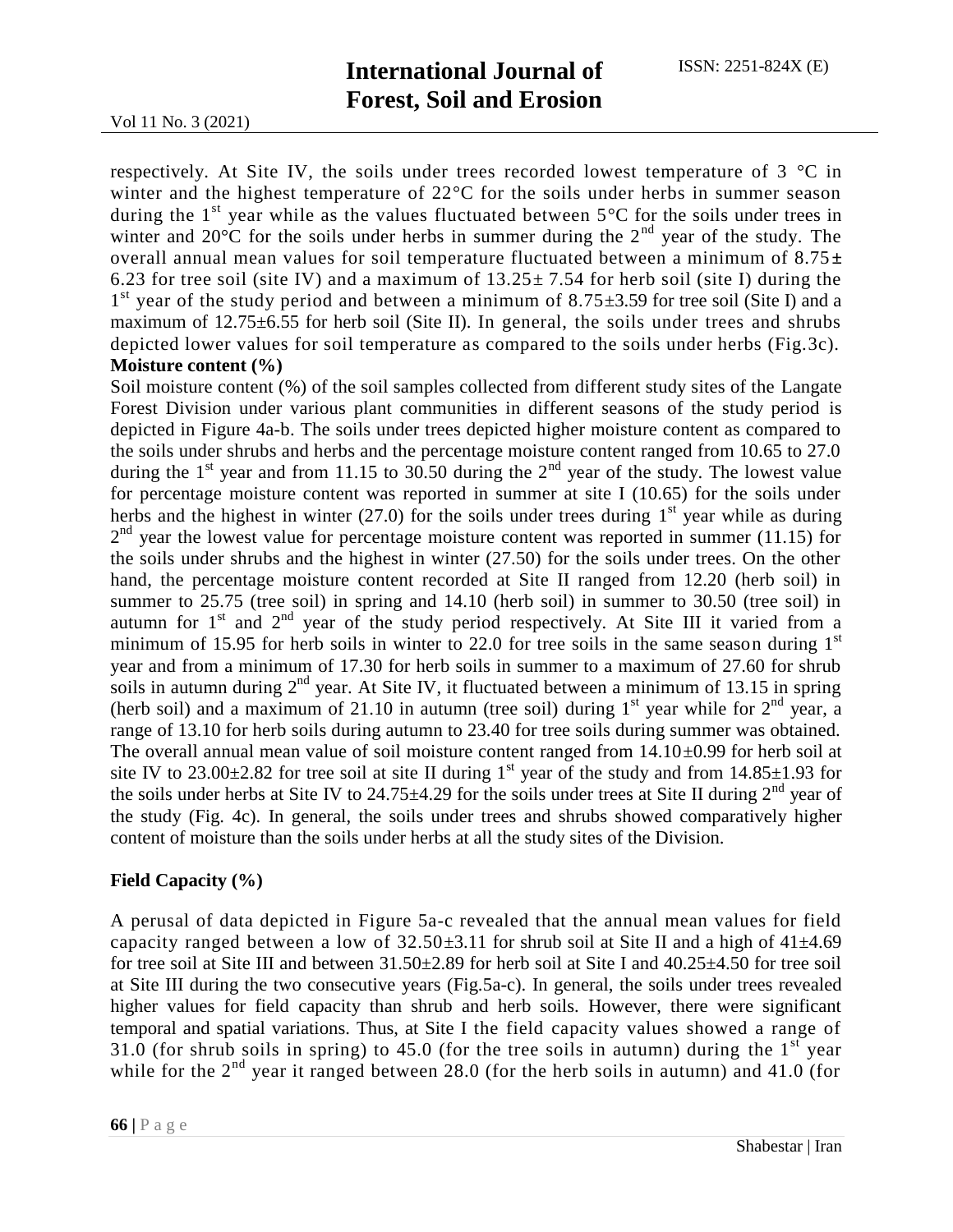respectively. At Site IV, the soils under trees recorded lowest temperature of 3 °C in winter and the highest temperature of 22°C for the soils under herbs in summer season during the 1st year while as the values fluctuated between 5°C for the soils under trees in winter and 20°C for the soils under herbs in summer during the 2nd year of the study. The overall annual mean values for soil temperature fluctuated between a minimum of 8.75± 6.23 for tree soil (site IV) and a maximum of 13.25± 7.54 for herb soil (site I) during the 1st year of the study period and between a minimum of 8.75±3.59 for tree soil (Site I) and a maximum of 12.75±6.55 for herb soil (Site II). In general, the soils under trees and shrubs depicted lower values for soil temperature as compared to the soils under herbs (Fig.3c).

**Moisture content (%)**

Soil moisture content (%) of the soil samples collected from different study sites of the Langate Forest Division under various plant communities in different seasons of the study period is depicted in Figure 4a-b. The soils under trees depicted higher moisture content as compared to the soils under shrubs and herbs and the percentage moisture content ranged from 10.65 to 27.0 during the 1st year and from 11.15 to 30.50 during the 2nd year of the study. The lowest value for percentage moisture content was reported in summer at site I (10.65) for the soils under herbs and the highest in winter (27.0) for the soils under trees during 1st year while as during 2nd year the lowest value for percentage moisture content was reported in summer (11.15) for the soils under shrubs and the highest in winter (27.50) for the soils under trees. On the other hand, the percentage moisture content recorded at Site II ranged from 12.20 (herb soil) in summer to 25.75 (tree soil) in spring and 14.10 (herb soil) in summer to 30.50 (tree soil) in autumn for 1st and 2nd year of the study period respectively. At Site III it varied from a minimum of 15.95 for herb soils in winter to 22.0 for tree soils in the same season during 1st year and from a minimum of 17.30 for herb soils in summer to a maximum of 27.60 for shrub soils in autumn during 2nd year. At Site IV, it fluctuated between a minimum of 13.15 in spring (herb soil) and a maximum of 21.10 in autumn (tree soil) during 1st year while for 2nd year, a range of 13.10 for herb soils during autumn to 23.40 for tree soils during summer was obtained. The overall annual mean value of soil moisture content ranged from 14.10±0.99 for herb soil at site IV to 23.00±2.82 for tree soil at site II during 1st year of the study and from 14.85±1.93 for the soils under herbs at Site IV to 24.75±4.29 for the soils under trees at Site II during 2nd year of the study (Fig. 4c). In general, the soils under trees and shrubs showed comparatively higher content of moisture than the soils under herbs at all the study sites of the Division.

**Field Capacity (%)**

A perusal of data depicted in Figure 5a-c revealed that the annual mean values for field capacity ranged between a low of 32.50±3.11 for shrub soil at Site II and a high of 41±4.69 for tree soil at Site III and between 31.50±2.89 for herb soil at Site I and 40.25±4.50 for tree soil at Site III during the two consecutive years (Fig.5a-c). In general, the soils under trees revealed higher values for field capacity than shrub and herb soils. However, there were significant temporal and spatial variations. Thus, at Site I the field capacity values showed a range of 31.0 (for shrub soils in spring) to 45.0 (for the tree soils in autumn) during the 1st year while for the 2nd year it ranged between 28.0 (for the herb soils in autumn) and 41.0 (for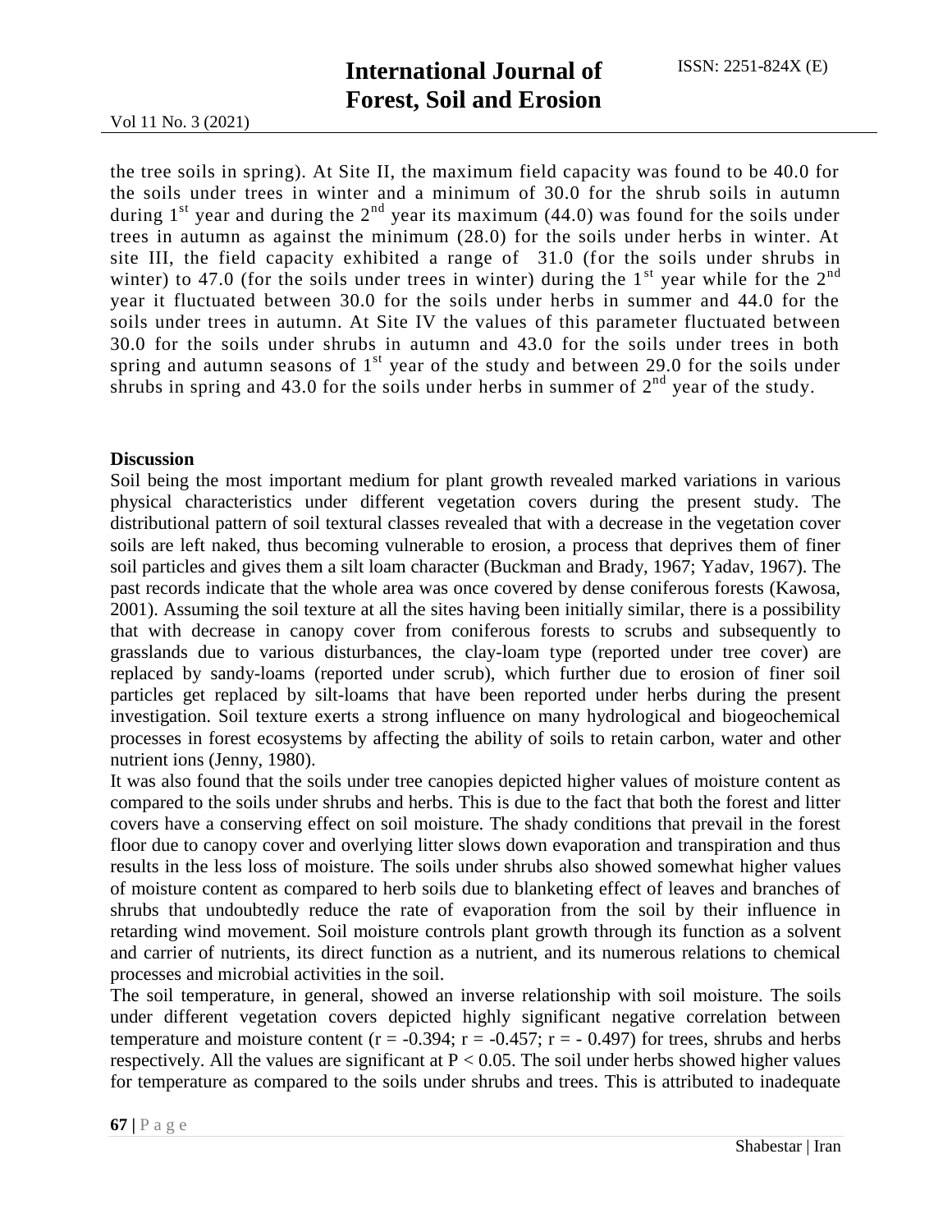the tree soils in spring). At Site II, the maximum field capacity was found to be 40.0 for the soils under trees in winter and a minimum of 30.0 for the shrub soils in autumn during 1st year and during the 2nd year its maximum (44.0) was found for the soils under trees in autumn as against the minimum (28.0) for the soils under herbs in winter. At site III, the field capacity exhibited a range of 31.0 (for the soils under shrubs in winter) to 47.0 (for the soils under trees in winter) during the 1st year while for the 2nd year it fluctuated between 30.0 for the soils under herbs in summer and 44.0 for the soils under trees in autumn. At Site IV the values of this parameter fluctuated between 30.0 for the soils under shrubs in autumn and 43.0 for the soils under trees in both spring and autumn seasons of 1st year of the study and between 29.0 for the soils under shrubs in spring and 43.0 for the soils under herbs in summer of 2nd year of the study.

**Discussion**

Soil being the most important medium for plant growth revealed marked variations in various physical characteristics under different vegetation covers during the present study. The distributional pattern of soil textural classes revealed that with a decrease in the vegetation cover soils are left naked, thus becoming vulnerable to erosion, a process that deprives them of finer soil particles and gives them a silt loam character (Buckman and Brady, 1967; Yadav, 1967). The past records indicate that the whole area was once covered by dense coniferous forests (Kawosa, 2001). Assuming the soil texture at all the sites having been initially similar, there is a possibility that with decrease in canopy cover from coniferous forests to scrubs and subsequently to grasslands due to various disturbances, the clay-loam type (reported under tree cover) are replaced by sandy-loams (reported under scrub), which further due to erosion of finer soil particles get replaced by silt-loams that have been reported under herbs during the present investigation. Soil texture exerts a strong influence on many hydrological and biogeochemical processes in forest ecosystems by affecting the ability of soils to retain carbon, water and other nutrient ions (Jenny, 1980).

It was also found that the soils under tree canopies depicted higher values of moisture content as compared to the soils under shrubs and herbs. This is due to the fact that both the forest and litter covers have a conserving effect on soil moisture. The shady conditions that prevail in the forest floor due to canopy cover and overlying litter slows down evaporation and transpiration and thus results in the less loss of moisture. The soils under shrubs also showed somewhat higher values of moisture content as compared to herb soils due to blanketing effect of leaves and branches of shrubs that undoubtedly reduce the rate of evaporation from the soil by their influence in retarding wind movement. Soil moisture controls plant growth through its function as a solvent and carrier of nutrients, its direct function as a nutrient, and its numerous relations to chemical processes and microbial activities in the soil.

The soil temperature, in general, showed an inverse relationship with soil moisture. The soils under different vegetation covers depicted highly significant negative correlation between temperature and moisture content ($r = -0.394$; $r = -0.457$; $r = -0.497$) for trees, shrubs and herbs respectively. All the values are significant at $P < 0.05$. The soil under herbs showed higher values for temperature as compared to the soils under shrubs and trees. This is attributed to inadequate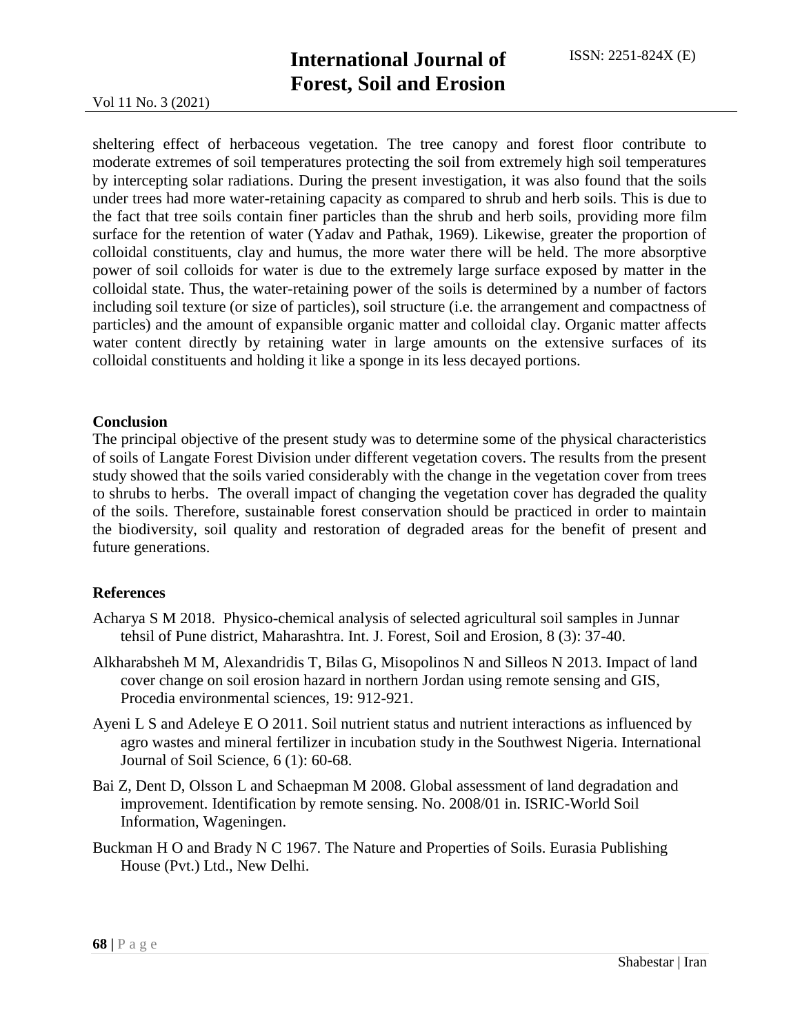sheltering effect of herbaceous vegetation. The tree canopy and forest floor contribute to moderate extremes of soil temperatures protecting the soil from extremely high soil temperatures by intercepting solar radiations. During the present investigation, it was also found that the soils under trees had more water-retaining capacity as compared to shrub and herb soils. This is due to the fact that tree soils contain finer particles than the shrub and herb soils, providing more film surface for the retention of water (Yadav and Pathak, 1969). Likewise, greater the proportion of colloidal constituents, clay and humus, the more water there will be held. The more absorptive power of soil colloids for water is due to the extremely large surface exposed by matter in the colloidal state. Thus, the water-retaining power of the soils is determined by a number of factors including soil texture (or size of particles), soil structure (i.e. the arrangement and compactness of particles) and the amount of expansible organic matter and colloidal clay. Organic matter affects water content directly by retaining water in large amounts on the extensive surfaces of its colloidal constituents and holding it like a sponge in its less decayed portions.

## Conclusion

The principal objective of the present study was to determine some of the physical characteristics of soils of Langate Forest Division under different vegetation covers. The results from the present study showed that the soils varied considerably with the change in the vegetation cover from trees to shrubs to herbs. The overall impact of changing the vegetation cover has degraded the quality of the soils. Therefore, sustainable forest conservation should be practiced in order to maintain the biodiversity, soil quality and restoration of degraded areas for the benefit of present and future generations.

## References

Acharya S M 2018. Physico-chemical analysis of selected agricultural soil samples in Junnar tehsil of Pune district, Maharashtra. Int. J. Forest, Soil and Erosion, 8 (3): 37-40.

Alkharabsheh M M, Alexandridis T, Bilas G, Misopolinos N and Silleos N 2013. Impact of land cover change on soil erosion hazard in northern Jordan using remote sensing and GIS, Procedia environmental sciences, 19: 912-921.

Ayeni L S and Adeleye E O 2011. Soil nutrient status and nutrient interactions as influenced by agro wastes and mineral fertilizer in incubation study in the Southwest Nigeria. International Journal of Soil Science, 6 (1): 60-68.

Bai Z, Dent D, Olsson L and Schaepman M 2008. Global assessment of land degradation and improvement. Identification by remote sensing. No. 2008/01 in. ISRIC-World Soil Information, Wageningen.

Buckman H O and Brady N C 1967. The Nature and Properties of Soils. Eurasia Publishing House (Pvt.) Ltd., New Delhi.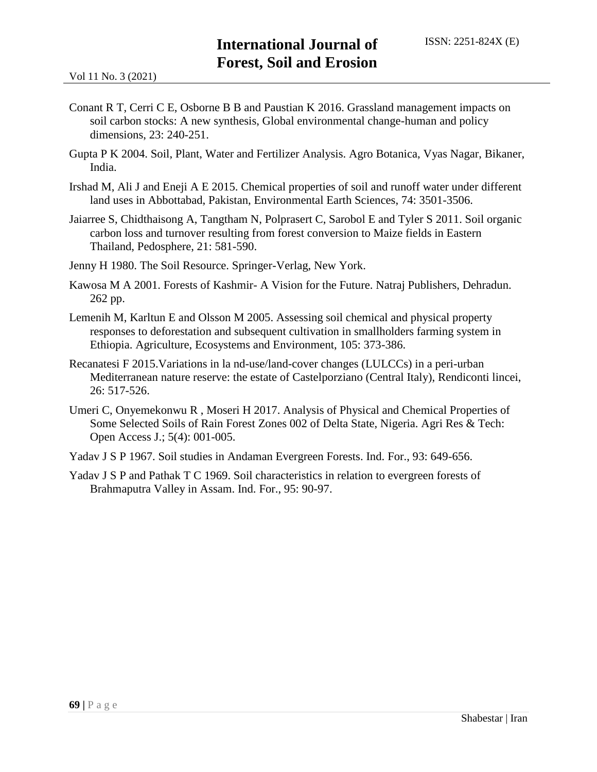Conant R T, Cerri C E, Osborne B B and Paustian K 2016. Grassland management impacts on soil carbon stocks: A new synthesis, Global environmental change-human and policy dimensions, 23: 240-251.

Gupta P K 2004. Soil, Plant, Water and Fertilizer Analysis. Agro Botanica, Vyas Nagar, Bikaner, India.

Irshad M, Ali J and Eneji A E 2015. Chemical properties of soil and runoff water under different land uses in Abbottabad, Pakistan, Environmental Earth Sciences, 74: 3501-3506.

Jaiarree S, Chidthaisong A, Tangtham N, Polprasert C, Sarobol E and Tyler S 2011. Soil organic carbon loss and turnover resulting from forest conversion to Maize fields in Eastern Thailand, Pedosphere, 21: 581-590.

Jenny H 1980. The Soil Resource. Springer-Verlag, New York.

Kawosa M A 2001. Forests of Kashmir- A Vision for the Future. Natraj Publishers, Dehradun. 262 pp.

Lemenih M, Karltun E and Olsson M 2005. Assessing soil chemical and physical property responses to deforestation and subsequent cultivation in smallholders farming system in Ethiopia. Agriculture, Ecosystems and Environment, 105: 373-386.

Recanatesi F 2015.Variations in la nd-use/land-cover changes (LULCCs) in a peri-urban Mediterranean nature reserve: the estate of Castelporziano (Central Italy), Rendiconti lincei, 26: 517-526.

Umeri C, Onyemekonwu R , Moseri H 2017. Analysis of Physical and Chemical Properties of Some Selected Soils of Rain Forest Zones 002 of Delta State, Nigeria. Agri Res & Tech: Open Access J.; 5(4): 001-005.

Yadav J S P 1967. Soil studies in Andaman Evergreen Forests. Ind. For., 93: 649-656.

Yadav J S P and Pathak T C 1969. Soil characteristics in relation to evergreen forests of Brahmaputra Valley in Assam. Ind. For., 95: 90-97.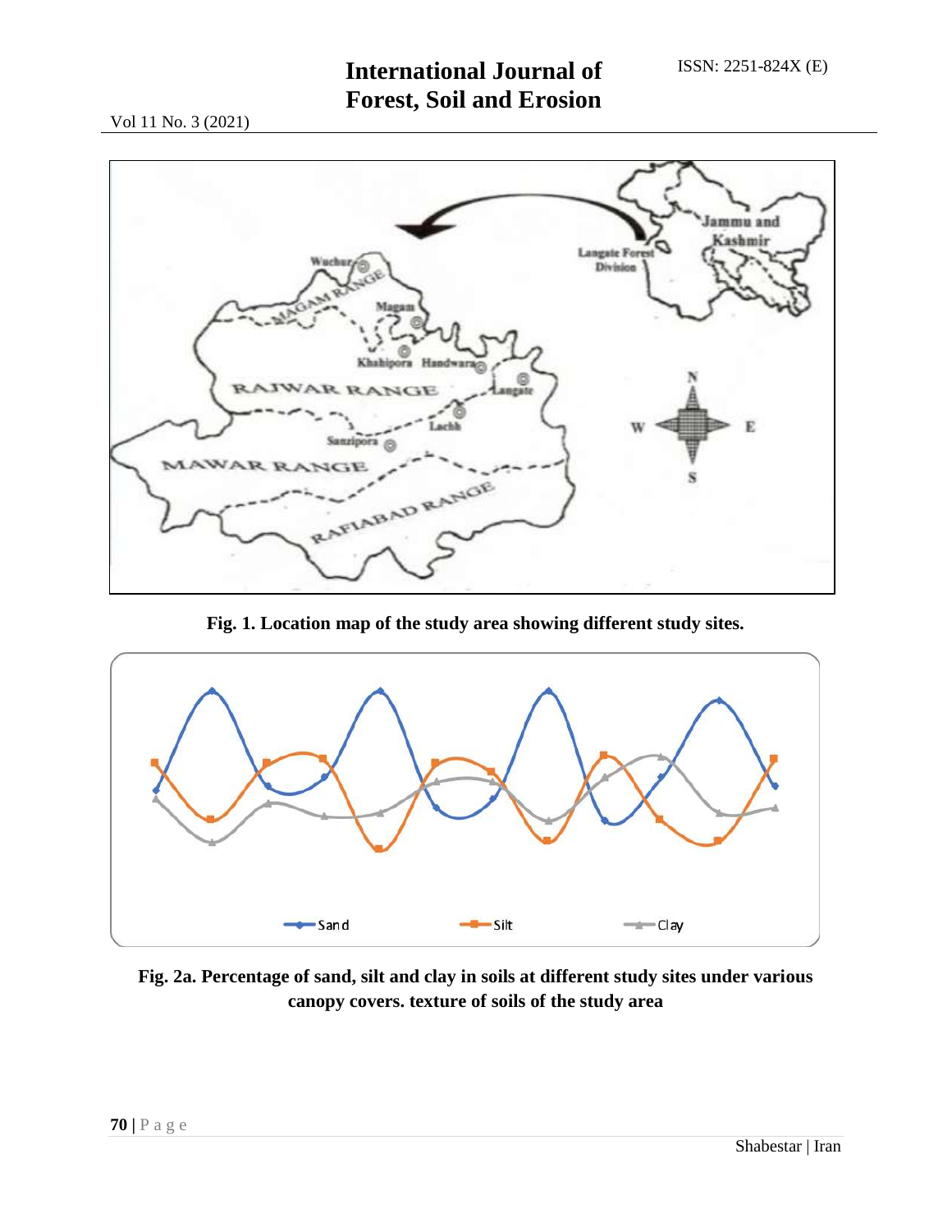**Fig. 1. Location map of the study area showing different study sites.**

**Fig. 2a. Percentage of sand, silt and clay in soils at different study sites under various canopy covers. texture of soils of the study area**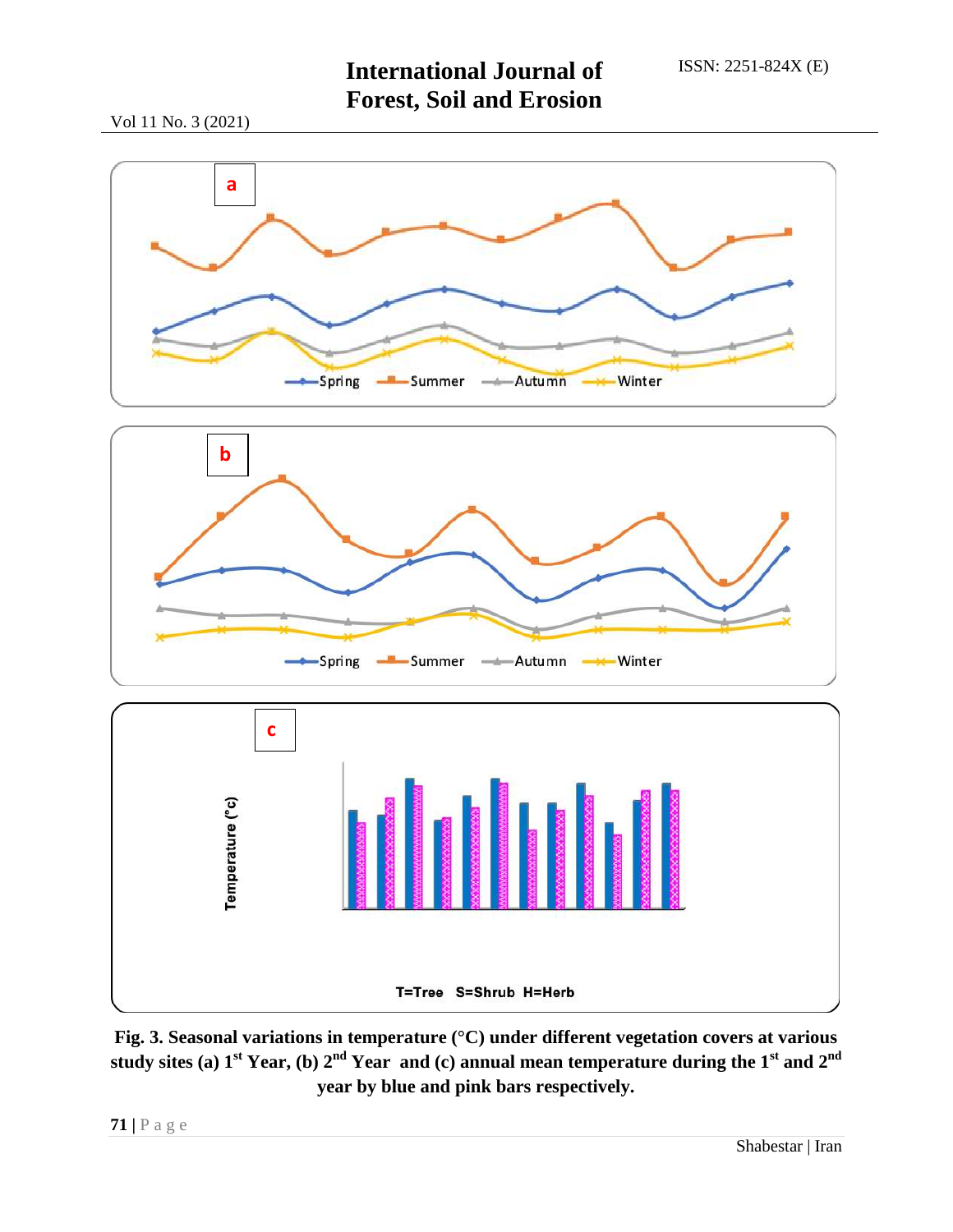a

Spring Summer Autumn Winter

b

Spring Summer Autumn Winter

c

Temperature (°c)

T=Tree S=Shrub H=Herb

**Fig. 3. Seasonal variations in temperature (°C) under different vegetation covers at various study sites (a) 1st Year, (b) 2nd Year and (c) annual mean temperature during the 1st and 2nd year by blue and pink bars respectively.**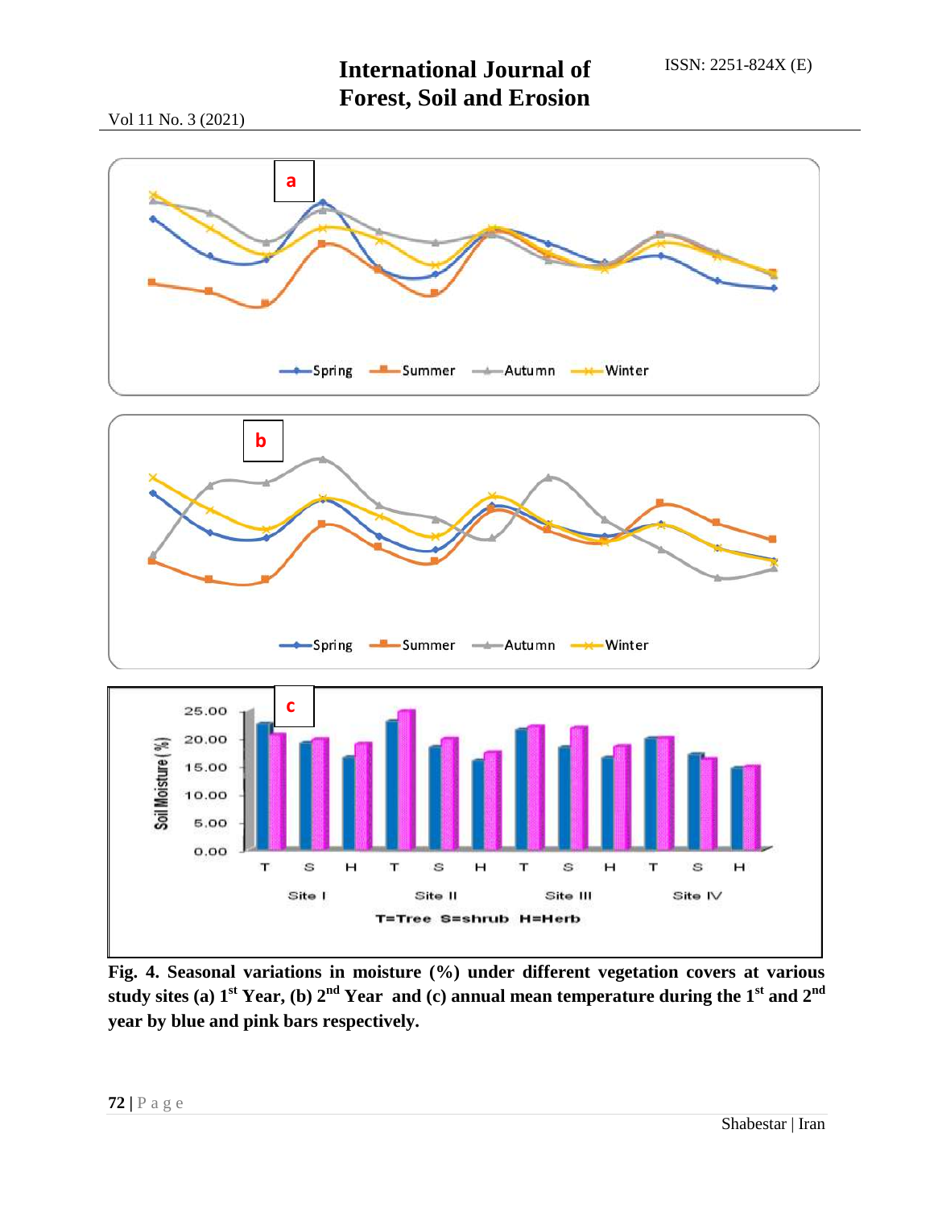Fig. 4. Seasonal variations in moisture (%) under different vegetation covers at various study sites (a) 1[st] Year, (b) 2[nd] Year and (c) annual mean temperature during the 1[st] and 2[nd] year by blue and pink bars respectively.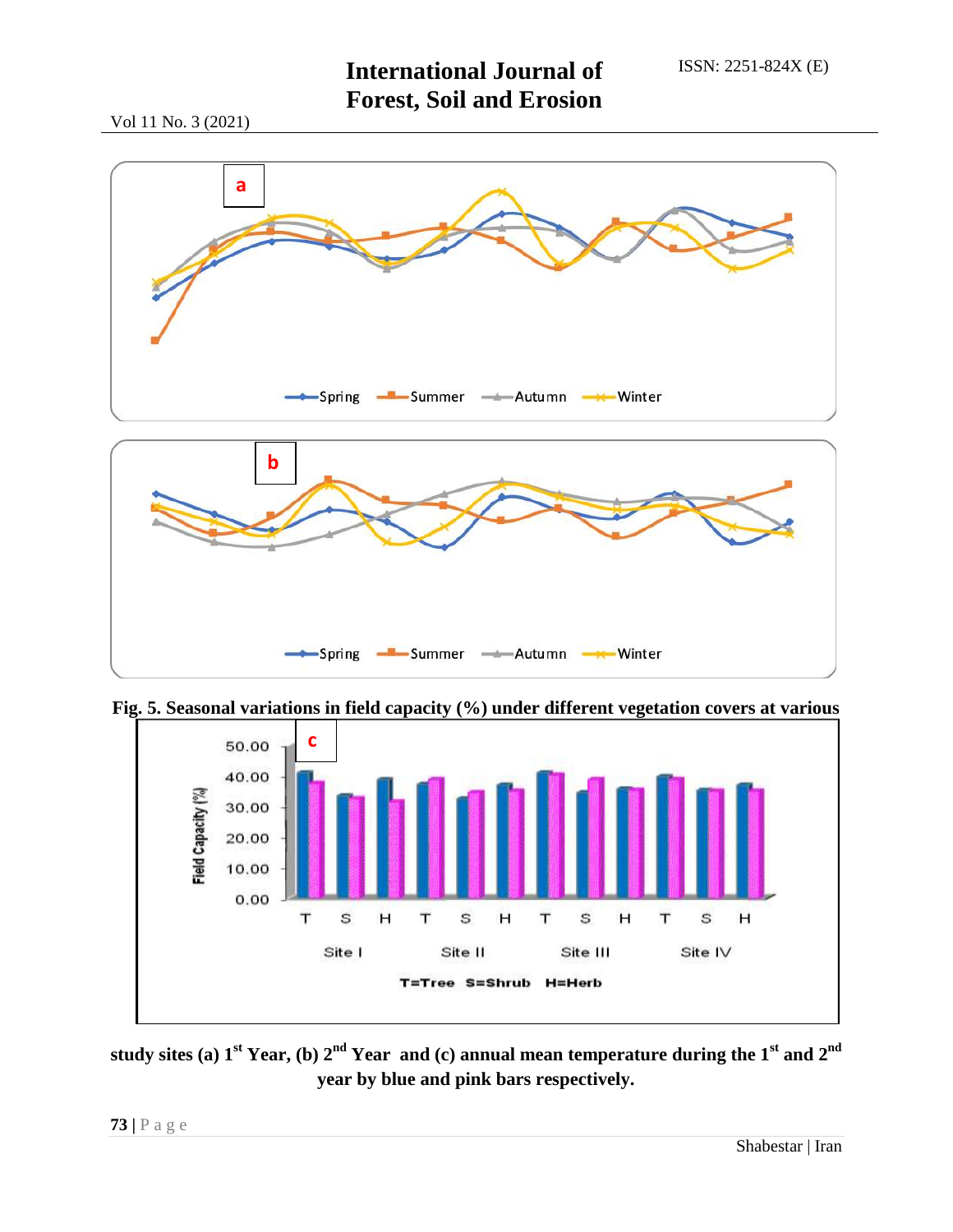a

Spring Summer Autumn Winter

b

Spring Summer Autumn Winter

**Fig. 5. Seasonal variations in field capacity (%) under different vegetation covers at various**

c

50.00
40.00
30.00
20.00
10.00
0.00

Field Capacity (%)

T S H T S H T S H T S H

Site I Site II Site III Site IV

T=Tree S=Shrub H=Herb

**study sites (a) 1st Year, (b) 2nd Year and (c) annual mean temperature during the 1st and 2nd year by blue and pink bars respectively.**